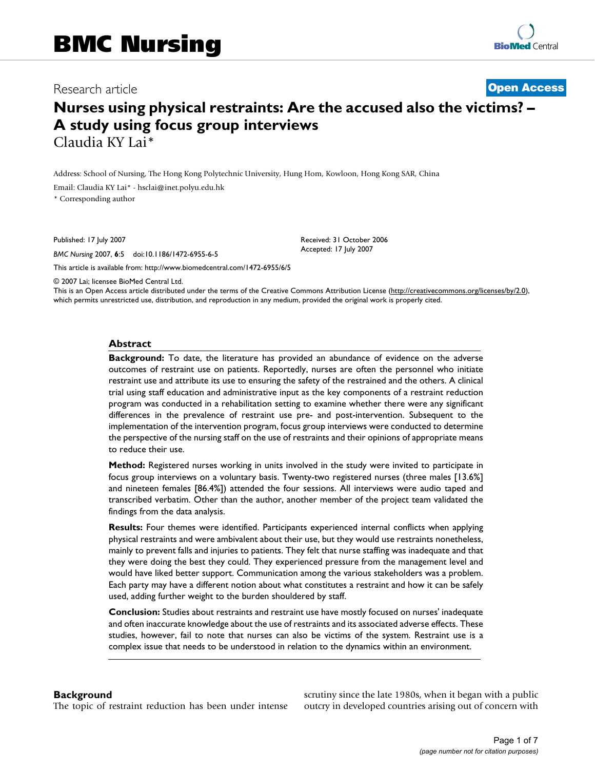# BMC Nursing

Research article

**Open Access**

# Nurses using physical restraints: Are the accused also the victims? – A study using focus group interviews

Claudia KY Lai*

Address: School of Nursing, The Hong Kong Polytechnic University, Hung Hom, Kowloon, Hong Kong SAR, China

Email: Claudia KY Lai* - hsclai@inet.polyu.edu.hk

* Corresponding author

Published: 17 July 2007

*BMC Nursing* 2007, **6**:5 doi:10.1186/1472-6955-6-5

Received: 31 October 2006

Accepted: 17 July 2007

This article is available from: http://www.biomedcentral.com/1472-6955/6/5

© 2007 Lai; licensee BioMed Central Ltd.

This is an Open Access article distributed under the terms of the Creative Commons Attribution License (http://creativecommons.org/licenses/by/2.0), which permits unrestricted use, distribution, and reproduction in any medium, provided the original work is properly cited.

## Abstract

**Background:** To date, the literature has provided an abundance of evidence on the adverse outcomes of restraint use on patients. Reportedly, nurses are often the personnel who initiate restraint use and attribute its use to ensuring the safety of the restrained and the others. A clinical trial using staff education and administrative input as the key components of a restraint reduction program was conducted in a rehabilitation setting to examine whether there were any significant differences in the prevalence of restraint use pre- and post-intervention. Subsequent to the implementation of the intervention program, focus group interviews were conducted to determine the perspective of the nursing staff on the use of restraints and their opinions of appropriate means to reduce their use.

**Method:** Registered nurses working in units involved in the study were invited to participate in focus group interviews on a voluntary basis. Twenty-two registered nurses (three males [13.6%] and nineteen females [86.4%]) attended the four sessions. All interviews were audio taped and transcribed verbatim. Other than the author, another member of the project team validated the findings from the data analysis.

**Results:** Four themes were identified. Participants experienced internal conflicts when applying physical restraints and were ambivalent about their use, but they would use restraints nonetheless, mainly to prevent falls and injuries to patients. They felt that nurse staffing was inadequate and that they were doing the best they could. They experienced pressure from the management level and would have liked better support. Communication among the various stakeholders was a problem. Each party may have a different notion about what constitutes a restraint and how it can be safely used, adding further weight to the burden shouldered by staff.

**Conclusion:** Studies about restraints and restraint use have mostly focused on nurses' inadequate and often inaccurate knowledge about the use of restraints and its associated adverse effects. These studies, however, fail to note that nurses can also be victims of the system. Restraint use is a complex issue that needs to be understood in relation to the dynamics within an environment.

## Background

The topic of restraint reduction has been under intense scrutiny since the late 1980s, when it began with a public outcry in developed countries arising out of concern with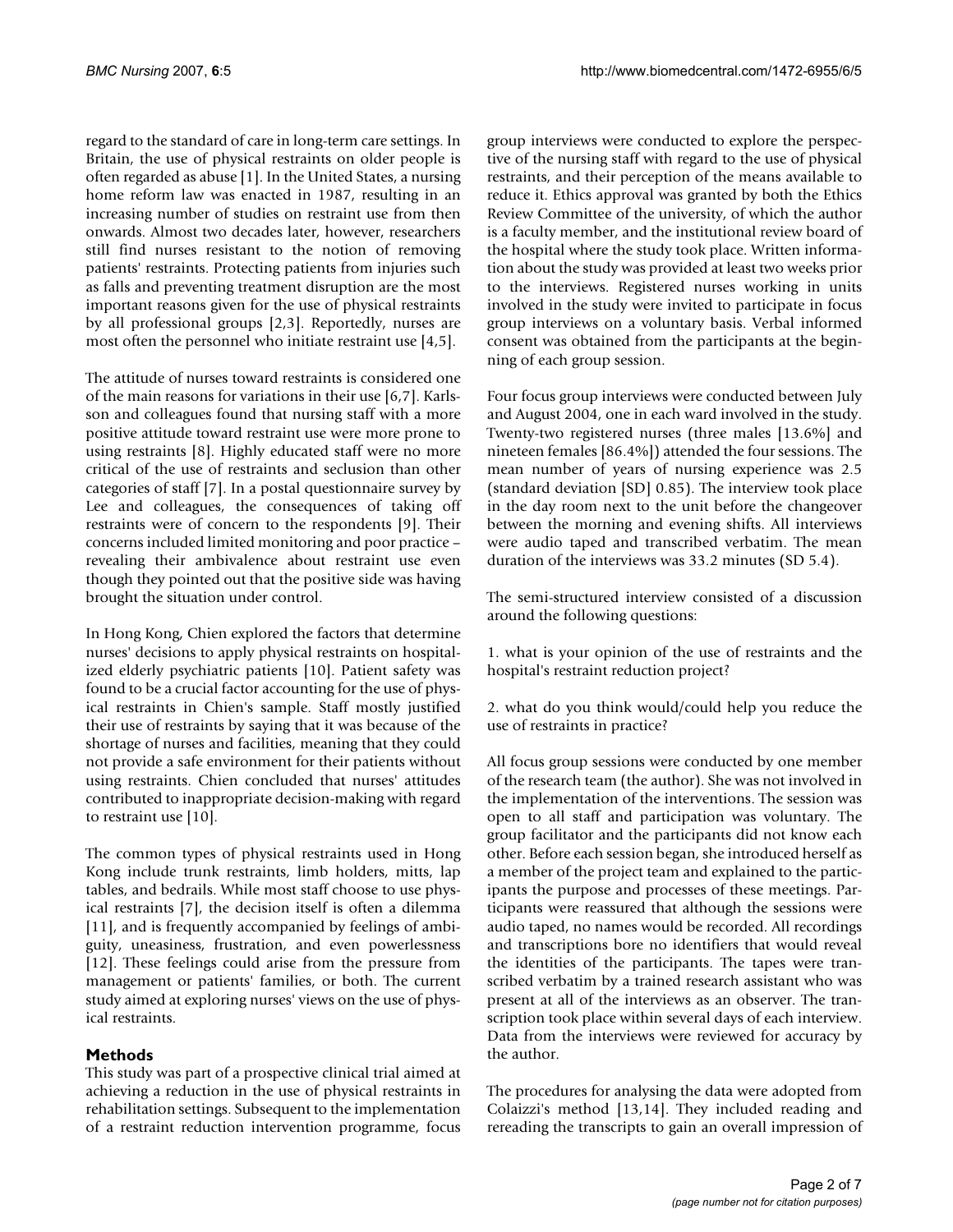regard to the standard of care in long-term care settings. In Britain, the use of physical restraints on older people is often regarded as abuse [1]. In the United States, a nursing home reform law was enacted in 1987, resulting in an increasing number of studies on restraint use from then onwards. Almost two decades later, however, researchers still find nurses resistant to the notion of removing patients' restraints. Protecting patients from injuries such as falls and preventing treatment disruption are the most important reasons given for the use of physical restraints by all professional groups [2,3]. Reportedly, nurses are most often the personnel who initiate restraint use [4,5].

The attitude of nurses toward restraints is considered one of the main reasons for variations in their use [6,7]. Karlsson and colleagues found that nursing staff with a more positive attitude toward restraint use were more prone to using restraints [8]. Highly educated staff were no more critical of the use of restraints and seclusion than other categories of staff [7]. In a postal questionnaire survey by Lee and colleagues, the consequences of taking off restraints were of concern to the respondents [9]. Their concerns included limited monitoring and poor practice – revealing their ambivalence about restraint use even though they pointed out that the positive side was having brought the situation under control.

In Hong Kong, Chien explored the factors that determine nurses' decisions to apply physical restraints on hospitalized elderly psychiatric patients [10]. Patient safety was found to be a crucial factor accounting for the use of physical restraints in Chien's sample. Staff mostly justified their use of restraints by saying that it was because of the shortage of nurses and facilities, meaning that they could not provide a safe environment for their patients without using restraints. Chien concluded that nurses' attitudes contributed to inappropriate decision-making with regard to restraint use [10].

The common types of physical restraints used in Hong Kong include trunk restraints, limb holders, mitts, lap tables, and bedrails. While most staff choose to use physical restraints [7], the decision itself is often a dilemma [11], and is frequently accompanied by feelings of ambiguity, uneasiness, frustration, and even powerlessness [12]. These feelings could arise from the pressure from management or patients' families, or both. The current study aimed at exploring nurses' views on the use of physical restraints.

## Methods

This study was part of a prospective clinical trial aimed at achieving a reduction in the use of physical restraints in rehabilitation settings. Subsequent to the implementation of a restraint reduction intervention programme, focus group interviews were conducted to explore the perspective of the nursing staff with regard to the use of physical restraints, and their perception of the means available to reduce it. Ethics approval was granted by both the Ethics Review Committee of the university, of which the author is a faculty member, and the institutional review board of the hospital where the study took place. Written information about the study was provided at least two weeks prior to the interviews. Registered nurses working in units involved in the study were invited to participate in focus group interviews on a voluntary basis. Verbal informed consent was obtained from the participants at the beginning of each group session.

Four focus group interviews were conducted between July and August 2004, one in each ward involved in the study. Twenty-two registered nurses (three males [13.6%] and nineteen females [86.4%]) attended the four sessions. The mean number of years of nursing experience was 2.5 (standard deviation [SD] 0.85). The interview took place in the day room next to the unit before the changeover between the morning and evening shifts. All interviews were audio taped and transcribed verbatim. The mean duration of the interviews was 33.2 minutes (SD 5.4).

The semi-structured interview consisted of a discussion around the following questions:

1. what is your opinion of the use of restraints and the hospital's restraint reduction project?

2. what do you think would/could help you reduce the use of restraints in practice?

All focus group sessions were conducted by one member of the research team (the author). She was not involved in the implementation of the interventions. The session was open to all staff and participation was voluntary. The group facilitator and the participants did not know each other. Before each session began, she introduced herself as a member of the project team and explained to the participants the purpose and processes of these meetings. Participants were reassured that although the sessions were audio taped, no names would be recorded. All recordings and transcriptions bore no identifiers that would reveal the identities of the participants. The tapes were transcribed verbatim by a trained research assistant who was present at all of the interviews as an observer. The transcription took place within several days of each interview. Data from the interviews were reviewed for accuracy by the author.

The procedures for analysing the data were adopted from Colaizzi's method [13,14]. They included reading and rereading the transcripts to gain an overall impression of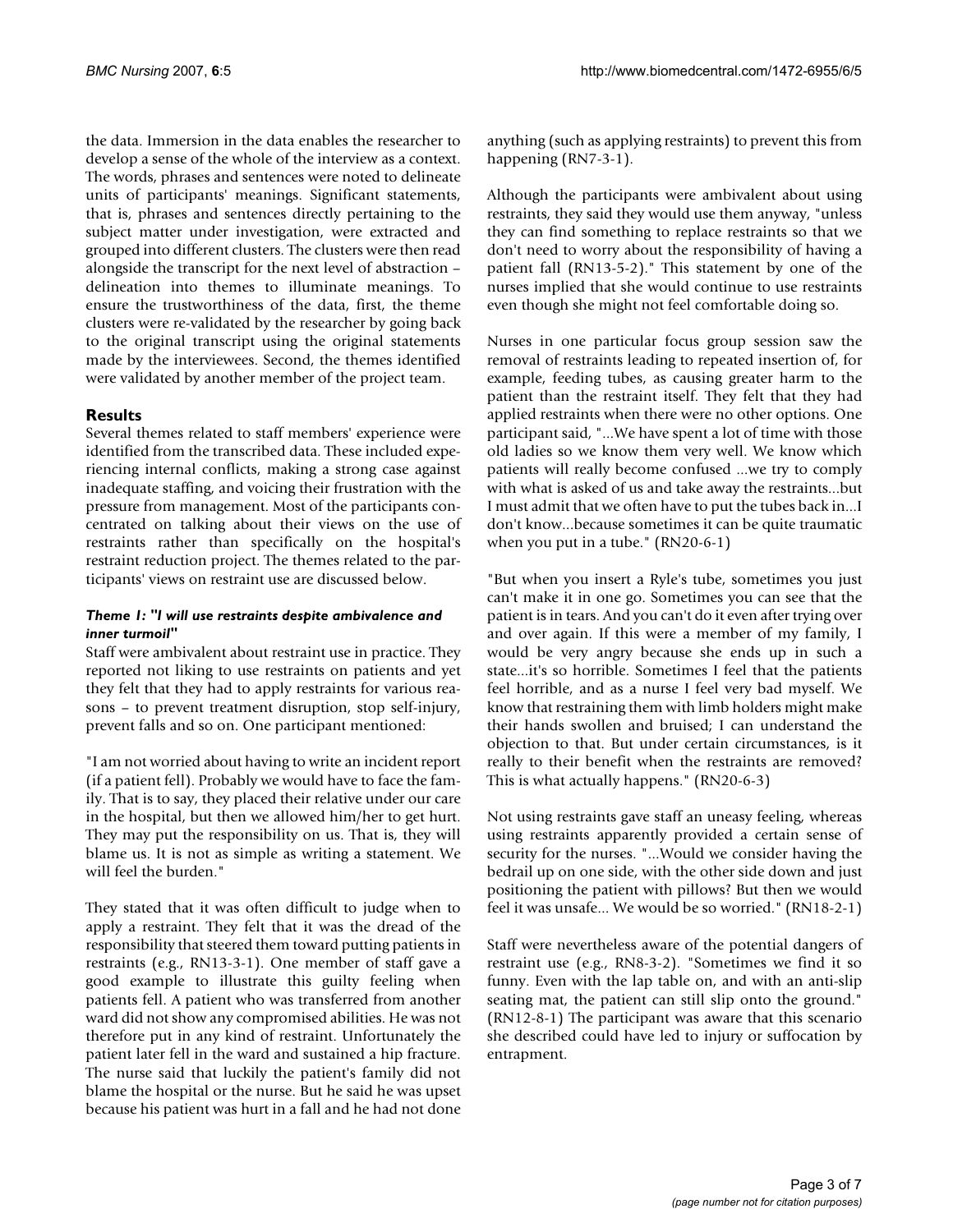the data. Immersion in the data enables the researcher to develop a sense of the whole of the interview as a context. The words, phrases and sentences were noted to delineate units of participants' meanings. Significant statements, that is, phrases and sentences directly pertaining to the subject matter under investigation, were extracted and grouped into different clusters. The clusters were then read alongside the transcript for the next level of abstraction – delineation into themes to illuminate meanings. To ensure the trustworthiness of the data, first, the theme clusters were re-validated by the researcher by going back to the original transcript using the original statements made by the interviewees. Second, the themes identified were validated by another member of the project team.

## Results

Several themes related to staff members' experience were identified from the transcribed data. These included experiencing internal conflicts, making a strong case against inadequate staffing, and voicing their frustration with the pressure from management. Most of the participants concentrated on talking about their views on the use of restraints rather than specifically on the hospital's restraint reduction project. The themes related to the participants' views on restraint use are discussed below.

### *Theme 1: "I will use restraints despite ambivalence and inner turmoil"*

Staff were ambivalent about restraint use in practice. They reported not liking to use restraints on patients and yet they felt that they had to apply restraints for various reasons – to prevent treatment disruption, stop self-injury, prevent falls and so on. One participant mentioned:

"I am not worried about having to write an incident report (if a patient fell). Probably we would have to face the family. That is to say, they placed their relative under our care in the hospital, but then we allowed him/her to get hurt. They may put the responsibility on us. That is, they will blame us. It is not as simple as writing a statement. We will feel the burden."

They stated that it was often difficult to judge when to apply a restraint. They felt that it was the dread of the responsibility that steered them toward putting patients in restraints (e.g., RN13-3-1). One member of staff gave a good example to illustrate this guilty feeling when patients fell. A patient who was transferred from another ward did not show any compromised abilities. He was not therefore put in any kind of restraint. Unfortunately the patient later fell in the ward and sustained a hip fracture. The nurse said that luckily the patient's family did not blame the hospital or the nurse. But he said he was upset because his patient was hurt in a fall and he had not done anything (such as applying restraints) to prevent this from happening (RN7-3-1).

Although the participants were ambivalent about using restraints, they said they would use them anyway, "unless they can find something to replace restraints so that we don't need to worry about the responsibility of having a patient fall (RN13-5-2)." This statement by one of the nurses implied that she would continue to use restraints even though she might not feel comfortable doing so.

Nurses in one particular focus group session saw the removal of restraints leading to repeated insertion of, for example, feeding tubes, as causing greater harm to the patient than the restraint itself. They felt that they had applied restraints when there were no other options. One participant said, "...We have spent a lot of time with those old ladies so we know them very well. We know which patients will really become confused ...we try to comply with what is asked of us and take away the restraints...but I must admit that we often have to put the tubes back in...I don't know...because sometimes it can be quite traumatic when you put in a tube." (RN20-6-1)

"But when you insert a Ryle's tube, sometimes you just can't make it in one go. Sometimes you can see that the patient is in tears. And you can't do it even after trying over and over again. If this were a member of my family, I would be very angry because she ends up in such a state...it's so horrible. Sometimes I feel that the patients feel horrible, and as a nurse I feel very bad myself. We know that restraining them with limb holders might make their hands swollen and bruised; I can understand the objection to that. But under certain circumstances, is it really to their benefit when the restraints are removed? This is what actually happens." (RN20-6-3)

Not using restraints gave staff an uneasy feeling, whereas using restraints apparently provided a certain sense of security for the nurses. "...Would we consider having the bedrail up on one side, with the other side down and just positioning the patient with pillows? But then we would feel it was unsafe... We would be so worried." (RN18-2-1)

Staff were nevertheless aware of the potential dangers of restraint use (e.g., RN8-3-2). "Sometimes we find it so funny. Even with the lap table on, and with an anti-slip seating mat, the patient can still slip onto the ground." (RN12-8-1) The participant was aware that this scenario she described could have led to injury or suffocation by entrapment.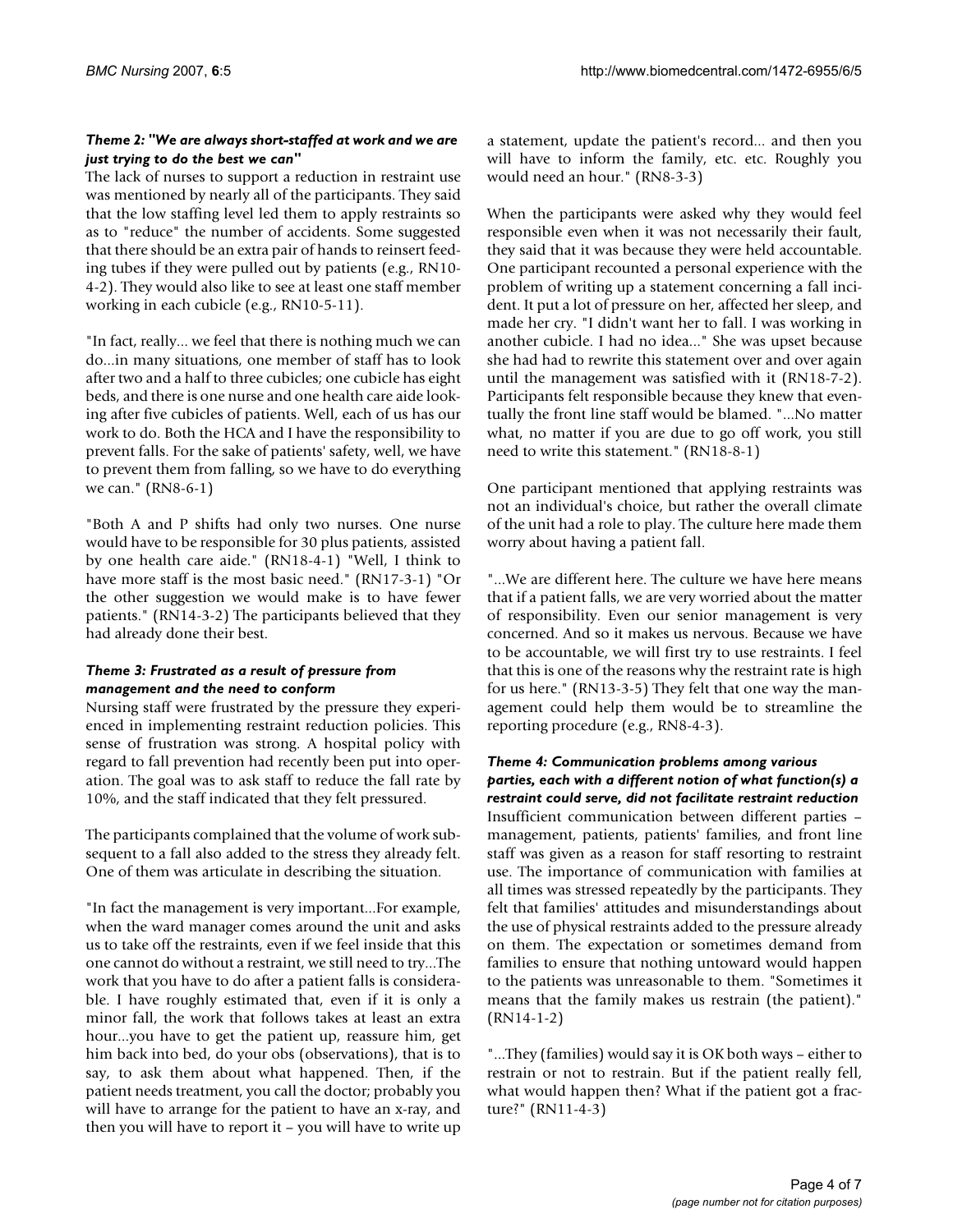#### *Theme 2: "We are always short-staffed at work and we are just trying to do the best we can"*

The lack of nurses to support a reduction in restraint use was mentioned by nearly all of the participants. They said that the low staffing level led them to apply restraints so as to "reduce" the number of accidents. Some suggested that there should be an extra pair of hands to reinsert feeding tubes if they were pulled out by patients (e.g., RN10-4-2). They would also like to see at least one staff member working in each cubicle (e.g., RN10-5-11).

"In fact, really... we feel that there is nothing much we can do...in many situations, one member of staff has to look after two and a half to three cubicles; one cubicle has eight beds, and there is one nurse and one health care aide looking after five cubicles of patients. Well, each of us has our work to do. Both the HCA and I have the responsibility to prevent falls. For the sake of patients' safety, well, we have to prevent them from falling, so we have to do everything we can." (RN8-6-1)

"Both A and P shifts had only two nurses. One nurse would have to be responsible for 30 plus patients, assisted by one health care aide." (RN18-4-1) "Well, I think to have more staff is the most basic need." (RN17-3-1) "Or the other suggestion we would make is to have fewer patients." (RN14-3-2) The participants believed that they had already done their best.

#### *Theme 3: Frustrated as a result of pressure from management and the need to conform*

Nursing staff were frustrated by the pressure they experienced in implementing restraint reduction policies. This sense of frustration was strong. A hospital policy with regard to fall prevention had recently been put into operation. The goal was to ask staff to reduce the fall rate by 10%, and the staff indicated that they felt pressured.

The participants complained that the volume of work subsequent to a fall also added to the stress they already felt. One of them was articulate in describing the situation.

"In fact the management is very important...For example, when the ward manager comes around the unit and asks us to take off the restraints, even if we feel inside that this one cannot do without a restraint, we still need to try...The work that you have to do after a patient falls is considerable. I have roughly estimated that, even if it is only a minor fall, the work that follows takes at least an extra hour...you have to get the patient up, reassure him, get him back into bed, do your obs (observations), that is to say, to ask them about what happened. Then, if the patient needs treatment, you call the doctor; probably you will have to arrange for the patient to have an x-ray, and then you will have to report it – you will have to write up a statement, update the patient's record... and then you will have to inform the family, etc. etc. Roughly you would need an hour." (RN8-3-3)

When the participants were asked why they would feel responsible even when it was not necessarily their fault, they said that it was because they were held accountable. One participant recounted a personal experience with the problem of writing up a statement concerning a fall incident. It put a lot of pressure on her, affected her sleep, and made her cry. "I didn't want her to fall. I was working in another cubicle. I had no idea..." She was upset because she had had to rewrite this statement over and over again until the management was satisfied with it (RN18-7-2). Participants felt responsible because they knew that eventually the front line staff would be blamed. "...No matter what, no matter if you are due to go off work, you still need to write this statement." (RN18-8-1)

One participant mentioned that applying restraints was not an individual's choice, but rather the overall climate of the unit had a role to play. The culture here made them worry about having a patient fall.

"...We are different here. The culture we have here means that if a patient falls, we are very worried about the matter of responsibility. Even our senior management is very concerned. And so it makes us nervous. Because we have to be accountable, we will first try to use restraints. I feel that this is one of the reasons why the restraint rate is high for us here." (RN13-3-5) They felt that one way the management could help them would be to streamline the reporting procedure (e.g., RN8-4-3).

#### *Theme 4: Communication problems among various parties, each with a different notion of what function(s) a restraint could serve, did not facilitate restraint reduction*

Insufficient communication between different parties – management, patients, patients' families, and front line staff was given as a reason for staff resorting to restraint use. The importance of communication with families at all times was stressed repeatedly by the participants. They felt that families' attitudes and misunderstandings about the use of physical restraints added to the pressure already on them. The expectation or sometimes demand from families to ensure that nothing untoward would happen to the patients was unreasonable to them. "Sometimes it means that the family makes us restrain (the patient)." (RN14-1-2)

"...They (families) would say it is OK both ways – either to restrain or not to restrain. But if the patient really fell, what would happen then? What if the patient got a fracture?" (RN11-4-3)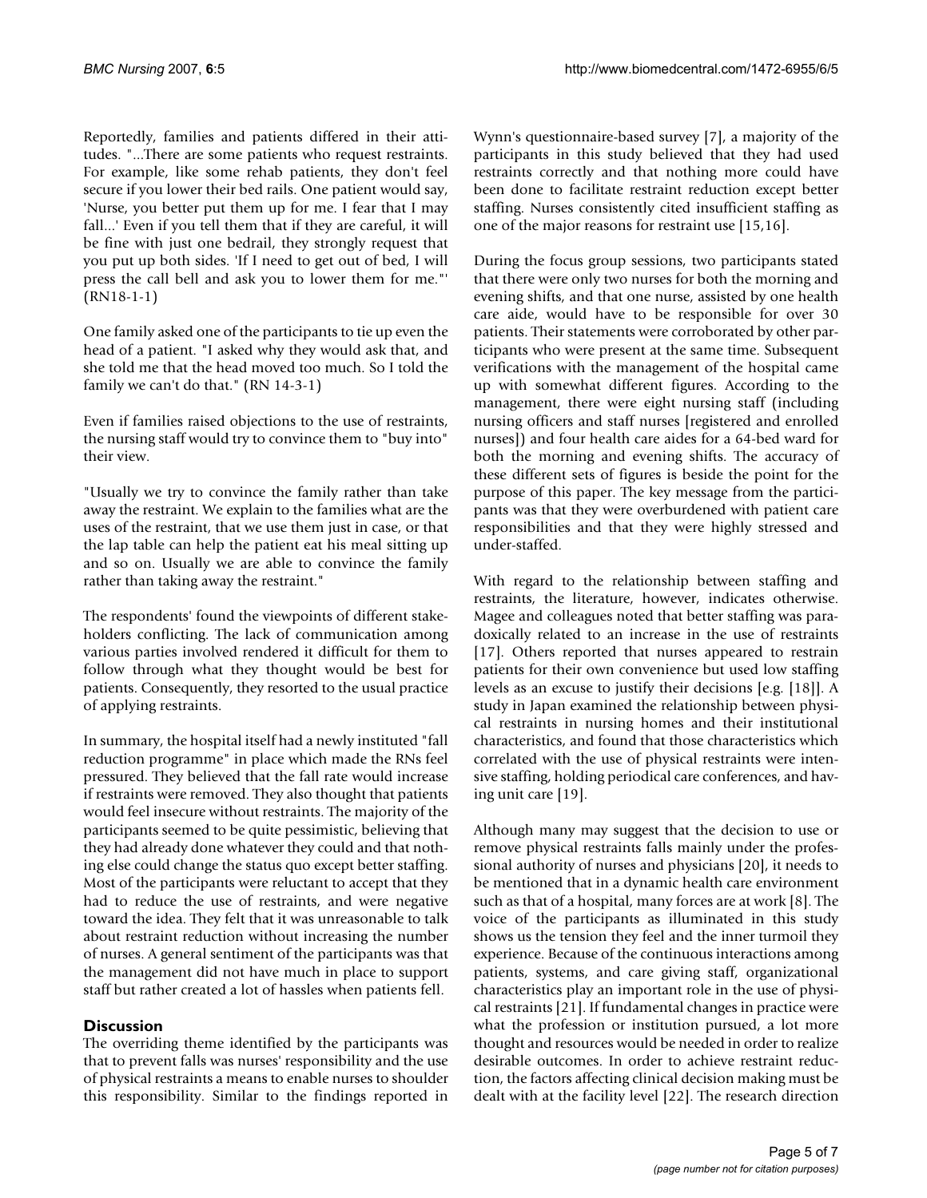Reportedly, families and patients differed in their attitudes. "...There are some patients who request restraints. For example, like some rehab patients, they don't feel secure if you lower their bed rails. One patient would say, 'Nurse, you better put them up for me. I fear that I may fall...' Even if you tell them that if they are careful, it will be fine with just one bedrail, they strongly request that you put up both sides. 'If I need to get out of bed, I will press the call bell and ask you to lower them for me."' (RN18-1-1)

One family asked one of the participants to tie up even the head of a patient. "I asked why they would ask that, and she told me that the head moved too much. So I told the family we can't do that." (RN 14-3-1)

Even if families raised objections to the use of restraints, the nursing staff would try to convince them to "buy into" their view.

"Usually we try to convince the family rather than take away the restraint. We explain to the families what are the uses of the restraint, that we use them just in case, or that the lap table can help the patient eat his meal sitting up and so on. Usually we are able to convince the family rather than taking away the restraint."

The respondents' found the viewpoints of different stakeholders conflicting. The lack of communication among various parties involved rendered it difficult for them to follow through what they thought would be best for patients. Consequently, they resorted to the usual practice of applying restraints.

In summary, the hospital itself had a newly instituted "fall reduction programme" in place which made the RNs feel pressured. They believed that the fall rate would increase if restraints were removed. They also thought that patients would feel insecure without restraints. The majority of the participants seemed to be quite pessimistic, believing that they had already done whatever they could and that nothing else could change the status quo except better staffing. Most of the participants were reluctant to accept that they had to reduce the use of restraints, and were negative toward the idea. They felt that it was unreasonable to talk about restraint reduction without increasing the number of nurses. A general sentiment of the participants was that the management did not have much in place to support staff but rather created a lot of hassles when patients fell.

## Discussion

The overriding theme identified by the participants was that to prevent falls was nurses' responsibility and the use of physical restraints a means to enable nurses to shoulder this responsibility. Similar to the findings reported in Wynn's questionnaire-based survey [7], a majority of the participants in this study believed that they had used restraints correctly and that nothing more could have been done to facilitate restraint reduction except better staffing. Nurses consistently cited insufficient staffing as one of the major reasons for restraint use [15,16].

During the focus group sessions, two participants stated that there were only two nurses for both the morning and evening shifts, and that one nurse, assisted by one health care aide, would have to be responsible for over 30 patients. Their statements were corroborated by other participants who were present at the same time. Subsequent verifications with the management of the hospital came up with somewhat different figures. According to the management, there were eight nursing staff (including nursing officers and staff nurses [registered and enrolled nurses]) and four health care aides for a 64-bed ward for both the morning and evening shifts. The accuracy of these different sets of figures is beside the point for the purpose of this paper. The key message from the participants was that they were overburdened with patient care responsibilities and that they were highly stressed and under-staffed.

With regard to the relationship between staffing and restraints, the literature, however, indicates otherwise. Magee and colleagues noted that better staffing was paradoxically related to an increase in the use of restraints [17]. Others reported that nurses appeared to restrain patients for their own convenience but used low staffing levels as an excuse to justify their decisions [e.g. [18]]. A study in Japan examined the relationship between physical restraints in nursing homes and their institutional characteristics, and found that those characteristics which correlated with the use of physical restraints were intensive staffing, holding periodical care conferences, and having unit care [19].

Although many may suggest that the decision to use or remove physical restraints falls mainly under the professional authority of nurses and physicians [20], it needs to be mentioned that in a dynamic health care environment such as that of a hospital, many forces are at work [8]. The voice of the participants as illuminated in this study shows us the tension they feel and the inner turmoil they experience. Because of the continuous interactions among patients, systems, and care giving staff, organizational characteristics play an important role in the use of physical restraints [21]. If fundamental changes in practice were what the profession or institution pursued, a lot more thought and resources would be needed in order to realize desirable outcomes. In order to achieve restraint reduction, the factors affecting clinical decision making must be dealt with at the facility level [22]. The research direction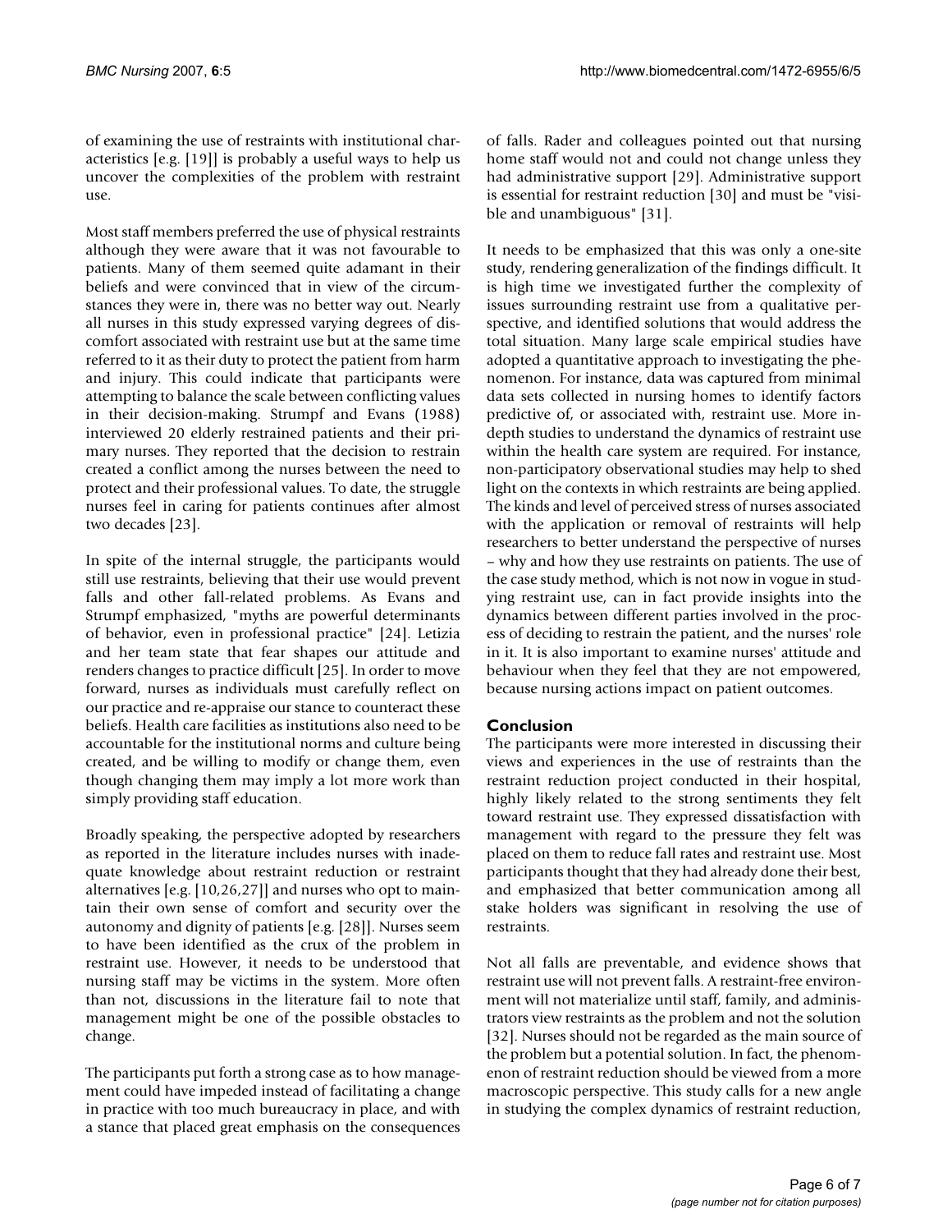of examining the use of restraints with institutional characteristics [e.g. [19]] is probably a useful ways to help us uncover the complexities of the problem with restraint use.

Most staff members preferred the use of physical restraints although they were aware that it was not favourable to patients. Many of them seemed quite adamant in their beliefs and were convinced that in view of the circumstances they were in, there was no better way out. Nearly all nurses in this study expressed varying degrees of discomfort associated with restraint use but at the same time referred to it as their duty to protect the patient from harm and injury. This could indicate that participants were attempting to balance the scale between conflicting values in their decision-making. Strumpf and Evans (1988) interviewed 20 elderly restrained patients and their primary nurses. They reported that the decision to restrain created a conflict among the nurses between the need to protect and their professional values. To date, the struggle nurses feel in caring for patients continues after almost two decades [23].

In spite of the internal struggle, the participants would still use restraints, believing that their use would prevent falls and other fall-related problems. As Evans and Strumpf emphasized, "myths are powerful determinants of behavior, even in professional practice" [24]. Letizia and her team state that fear shapes our attitude and renders changes to practice difficult [25]. In order to move forward, nurses as individuals must carefully reflect on our practice and re-appraise our stance to counteract these beliefs. Health care facilities as institutions also need to be accountable for the institutional norms and culture being created, and be willing to modify or change them, even though changing them may imply a lot more work than simply providing staff education.

Broadly speaking, the perspective adopted by researchers as reported in the literature includes nurses with inadequate knowledge about restraint reduction or restraint alternatives [e.g. [10,26,27]] and nurses who opt to maintain their own sense of comfort and security over the autonomy and dignity of patients [e.g. [28]]. Nurses seem to have been identified as the crux of the problem in restraint use. However, it needs to be understood that nursing staff may be victims in the system. More often than not, discussions in the literature fail to note that management might be one of the possible obstacles to change.

The participants put forth a strong case as to how management could have impeded instead of facilitating a change in practice with too much bureaucracy in place, and with a stance that placed great emphasis on the consequences of falls. Rader and colleagues pointed out that nursing home staff would not and could not change unless they had administrative support [29]. Administrative support is essential for restraint reduction [30] and must be "visible and unambiguous" [31].

It needs to be emphasized that this was only a one-site study, rendering generalization of the findings difficult. It is high time we investigated further the complexity of issues surrounding restraint use from a qualitative perspective, and identified solutions that would address the total situation. Many large scale empirical studies have adopted a quantitative approach to investigating the phenomenon. For instance, data was captured from minimal data sets collected in nursing homes to identify factors predictive of, or associated with, restraint use. More in-depth studies to understand the dynamics of restraint use within the health care system are required. For instance, non-participatory observational studies may help to shed light on the contexts in which restraints are being applied. The kinds and level of perceived stress of nurses associated with the application or removal of restraints will help researchers to better understand the perspective of nurses – why and how they use restraints on patients. The use of the case study method, which is not now in vogue in studying restraint use, can in fact provide insights into the dynamics between different parties involved in the process of deciding to restrain the patient, and the nurses' role in it. It is also important to examine nurses' attitude and behaviour when they feel that they are not empowered, because nursing actions impact on patient outcomes.

## Conclusion

The participants were more interested in discussing their views and experiences in the use of restraints than the restraint reduction project conducted in their hospital, highly likely related to the strong sentiments they felt toward restraint use. They expressed dissatisfaction with management with regard to the pressure they felt was placed on them to reduce fall rates and restraint use. Most participants thought that they had already done their best, and emphasized that better communication among all stake holders was significant in resolving the use of restraints.

Not all falls are preventable, and evidence shows that restraint use will not prevent falls. A restraint-free environment will not materialize until staff, family, and administrators view restraints as the problem and not the solution [32]. Nurses should not be regarded as the main source of the problem but a potential solution. In fact, the phenomenon of restraint reduction should be viewed from a more macroscopic perspective. This study calls for a new angle in studying the complex dynamics of restraint reduction,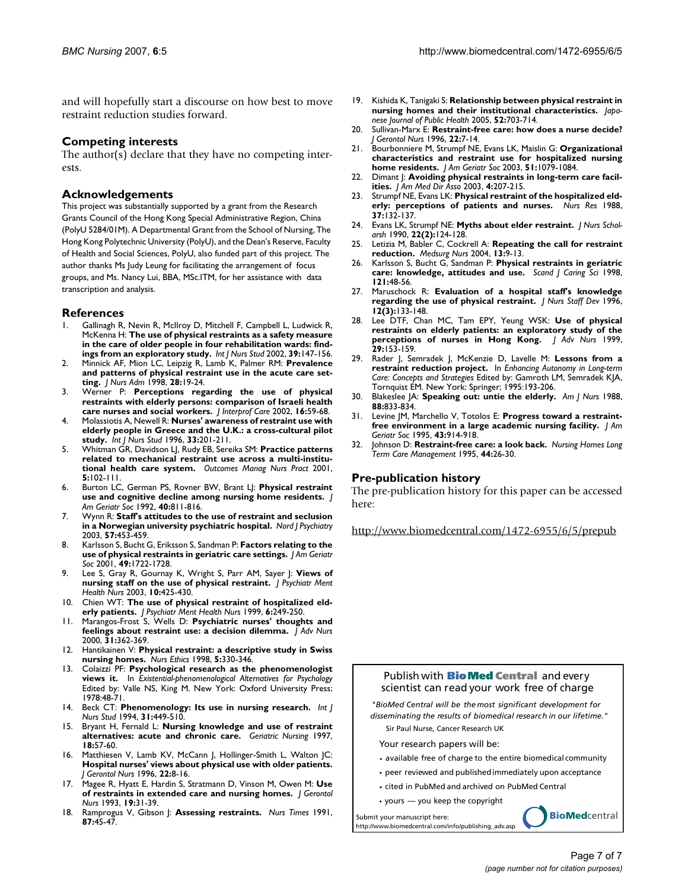and will hopefully start a discourse on how best to move restraint reduction studies forward.

## Competing interests

The author(s) declare that they have no competing interests.

## Acknowledgements

This project was substantially supported by a grant from the Research Grants Council of the Hong Kong Special Administrative Region, China (PolyU 5284/01M). A Departmental Grant from the School of Nursing, The Hong Kong Polytechnic University (PolyU), and the Dean's Reserve, Faculty of Health and Social Sciences, PolyU, also funded part of this project. The author thanks Ms Judy Leung for facilitating the arrangement of focus groups, and Ms. Nancy Lui, BBA, MSc.ITM, for her assistance with data transcription and analysis.

## References

1. Gallinagh R, Nevin R, McIlroy D, Mitchell F, Campbell L, Ludwick R, McKenna H: **The use of physical restraints as a safety measure in the care of older people in four rehabilitation wards: findings from an exploratory study.** *Int J Nurs Stud* 2002, **39:**147-156.
2. Minnick AF, Mion LC, Leipzig R, Lamb K, Palmer RM: **Prevalence and patterns of physical restraint use in the acute care setting.** *J Nurs Adm* 1998, **28:**19-24.
3. Werner P: **Perceptions regarding the use of physical restraints with elderly persons: comparison of Israeli health care nurses and social workers.** *J Interprof Care* 2002, **16:**59-68.
4. Molassiotis A, Newell R: **Nurses' awareness of restraint use with elderly people in Greece and the U.K.: a cross-cultural pilot study.** *Int J Nurs Stud* 1996, **33:**201-211.
5. Whitman GR, Davidson LJ, Rudy EB, Sereika SM: **Practice patterns related to mechanical restraint use across a multi-institutional health care system.** *Outcomes Manag Nurs Pract* 2001, **5:**102-111.
6. Burton LC, German PS, Rovner BW, Brant LJ: **Physical restraint use and cognitive decline among nursing home residents.** *J Am Geriatr Soc* 1992, **40:**811-816.
7. Wynn R: **Staff's attitudes to the use of restraint and seclusion in a Norwegian university psychiatric hospital.** *Nord J Psychiatry* 2003, **57:**453-459.
8. Karlsson S, Bucht G, Eriksson S, Sandman P: **Factors relating to the use of physical restraints in geriatric care settings.** *J Am Geriatr Soc* 2001, **49:**1722-1728.
9. Lee S, Gray R, Gournay K, Wright S, Parr AM, Sayer J: **Views of nursing staff on the use of physical restraint.** *J Psychiatr Ment Health Nurs* 2003, **10:**425-430.
10. Chien WT: **The use of physical restraint of hospitalized elderly patients.** *J Psychiatr Ment Health Nurs* 1999, **6:**249-250.
11. Marangos-Frost S, Wells D: **Psychiatric nurses' thoughts and feelings about restraint use: a decision dilemma.** *J Adv Nurs* 2000, **31:**362-369.
12. Hantikainen V: **Physical restraint: a descriptive study in Swiss nursing homes.** *Nurs Ethics* 1998, **5:**330-346.
13. Colaizzi PF: **Psychological research as the phenomenologist views it.** In *Existential-phenomenological Alternatives for Psychology* Edited by: Valle NS, King M. New York: Oxford University Press; 1978:48-71.
14. Beck CT: **Phenomenology: Its use in nursing research.** *Int J Nurs Stud* 1994, **31:**449-510.
15. Bryant H, Fernald L: **Nursing knowledge and use of restraint alternatives: acute and chronic care.** *Geriatric Nursing* 1997, **18:**57-60.
16. Matthiesen V, Lamb KV, McCann J, Hollinger-Smith L, Walton JC: **Hospital nurses' views about physical use with older patients.** *J Gerontol Nurs* 1996, **22:**8-16.
17. Magee R, Hyatt E, Hardin S, Stratmann D, Vinson M, Owen M: **Use of restraints in extended care and nursing homes.** *J Gerontol Nurs* 1993, **19:**31-39.
18. Ramprogus V, Gibson J: **Assessing restraints.** *Nurs Times* 1991, **87:**45-47.
19. Kishida K, Tanigaki S: **Relationship between physical restraint in nursing homes and their institutional characteristics.** *Japanese Journal of Public Health* 2005, **52:**703-714.
20. Sullivan-Marx E: **Restraint-free care: how does a nurse decide?** *J Gerontol Nurs* 1996, **22:**7-14.
21. Bourbonniere M, Strumpf NE, Evans LK, Maislin G: **Organizational characteristics and restraint use for hospitalized nursing home residents.** *J Am Geriatr Soc* 2003, **51:**1079-1084.
22. Dimant J: **Avoiding physical restraints in long-term care facilities.** *J Am Med Dir Asso* 2003, **4:**207-215.
23. Strumpf NE, Evans LK: **Physical restraint of the hospitalized elderly: perceptions of patients and nurses.** *Nurs Res* 1988, **37:**132-137.
24. Evans LK, Strumpf NE: **Myths about elder restraint.** *J Nurs Scholarsh* 1990, **22(2):**124-128.
25. Letizia M, Babler C, Cockrell A: **Repeating the call for restraint reduction.** *Medsurg Nurs* 2004, **13:**9-13.
26. Karlsson S, Bucht G, Sandman P: **Physical restraints in geriatric care: knowledge, attitudes and use.** *Scand J Caring Sci* 1998, **121:**48-56.
27. Maruschock R: **Evaluation of a hospital staff's knowledge regarding the use of physical restraint.** *J Nurs Staff Dev* 1996, **12(3):**133-148.
28. Lee DTF, Chan MC, Tam EPY, Yeung WSK: **Use of physical restraints on elderly patients: an exploratory study of the perceptions of nurses in Hong Kong.** *J Adv Nurs* 1999, **29:**153-159.
29. Rader J, Semradek J, McKenzie D, Lavelle M: **Lessons from a restraint reduction project.** In *Enhancing Autonomy in Long-term Care: Concepts and Strategies* Edited by: Gamroth LM, Semradek KJA, Tornquist EM. New York: Springer; 1995:193-206.
30. Blakeslee JA: **Speaking out: untie the elderly.** *Am J Nurs* 1988, **88:**833-834.
31. Levine JM, Marchello V, Totolos E: **Progress toward a restraint-free environment in a large academic nursing facility.** *J Am Geriatr Soc* 1995, **43:**914-918.
32. Johnson D: **Restraint-free care: a look back.** *Nursing Homes Long Term Care Management* 1995, **44:**26-30.

## Pre-publication history

The pre-publication history for this paper can be accessed here:

http://www.biomedcentral.com/1472-6955/6/5/prepub

Publish with **BioMed Central** and every scientist can read your work free of charge

*"BioMed Central will be the most significant development for disseminating the results of biomedical research in our lifetime."*

Sir Paul Nurse, Cancer Research UK

Your research papers will be:

- available free of charge to the entire biomedical community
- peer reviewed and published immediately upon acceptance
- cited in PubMed and archived on PubMed Central
- yours — you keep the copyright

Submit your manuscript here:
http://www.biomedcentral.com/info/publishing_adv.asp

BioMedcentral